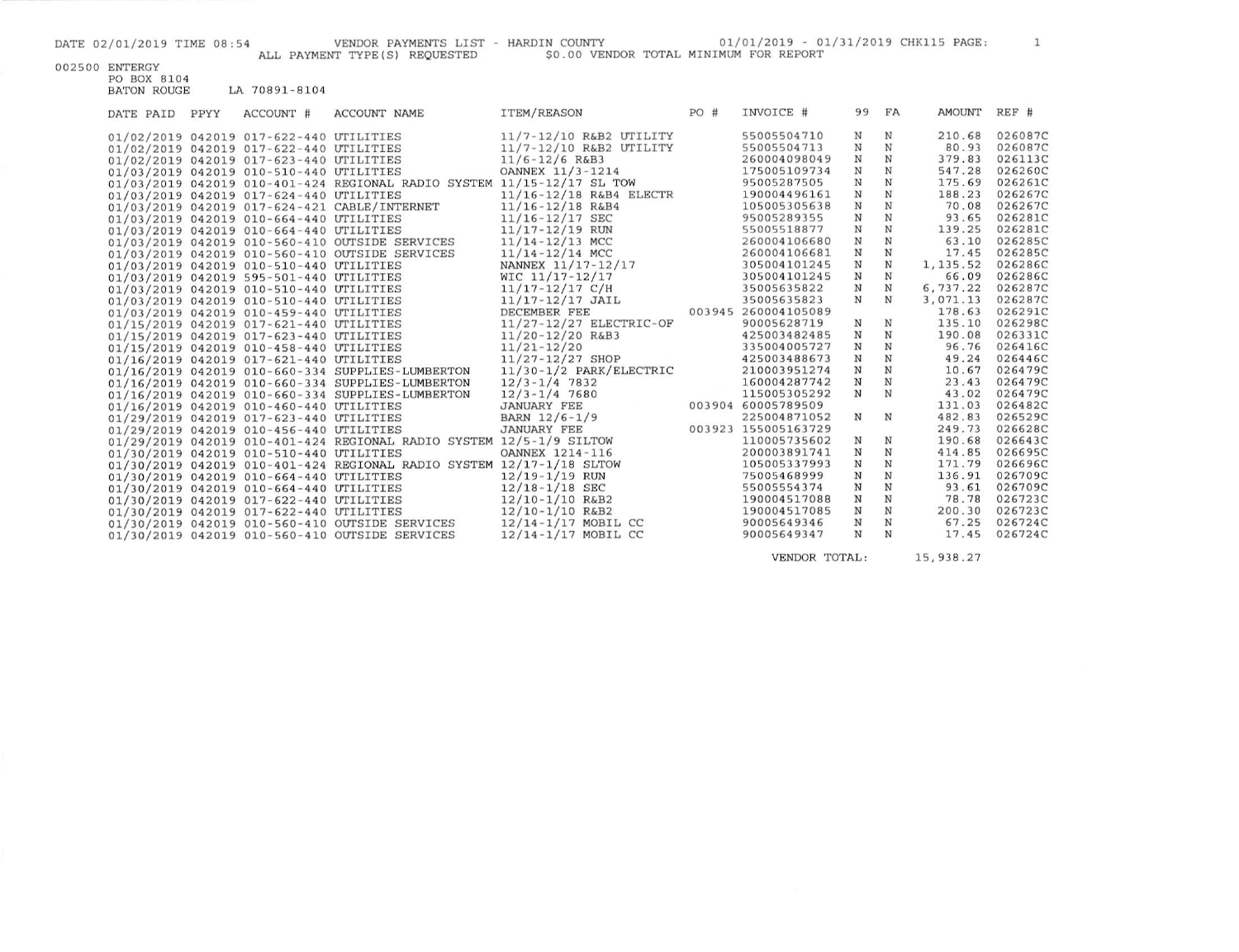DATE 02/01/2019 TIME 08:54 VENDOR PAYMENTS LIST - HARDIN COUNTY 01/01/2019 - 01/31/2019 CHK115 PAGE: 1

ALL PAYMENT TYPE(S) REQUESTED $0.00 VENDOR TOTAL MINIMUM FOR REPORT

002500 ENTERGY
PO BOX 8104
BATON ROUGE LA 70891-8104

| DATE PAID | PPYY | ACCOUNT # | ACCOUNT NAME | ITEM/REASON | PO # | INVOICE # | 99 | FA | AMOUNT | REF # |
|---|---|---|---|---|---|---|---|---|---|---|
| 01/02/2019 | 042019 | 017-622-440 | UTILITIES | 11/7-12/10 R&B2 UTILITY | | 55005504710 | N | N | 210.68 | 026087C |
| 01/02/2019 | 042019 | 017-622-440 | UTILITIES | 11/7-12/10 R&B2 UTILITY | | 55005504713 | N | N | 80.93 | 026087C |
| 01/02/2019 | 042019 | 017-623-440 | UTILITIES | 11/6-12/6 R&B3 | | 260004098049 | N | N | 379.83 | 026113C |
| 01/03/2019 | 042019 | 010-510-440 | UTILITIES | OANNEX 11/3-1214 | | 175005109734 | N | N | 547.28 | 026260C |
| 01/03/2019 | 042019 | 010-401-424 | REGIONAL RADIO SYSTEM | 11/15-12/17 SL TOW | | 95005287505 | N | N | 175.69 | 026261C |
| 01/03/2019 | 042019 | 017-624-440 | UTILITIES | 11/16-12/18 R&B4 ELECTR | | 190004496161 | N | N | 188.23 | 026267C |
| 01/03/2019 | 042019 | 017-624-421 | CABLE/INTERNET | 11/16-12/18 R&B4 | | 105005305638 | N | N | 70.08 | 026267C |
| 01/03/2019 | 042019 | 010-664-440 | UTILITIES | 11/16-12/17 SEC | | 95005289355 | N | N | 93.65 | 026281C |
| 01/03/2019 | 042019 | 010-664-440 | UTILITIES | 11/17-12/19 RUN | | 55005518877 | N | N | 139.25 | 026281C |
| 01/03/2019 | 042019 | 010-560-410 | OUTSIDE SERVICES | 11/14-12/13 MCC | | 260004106680 | N | N | 63.10 | 026285C |
| 01/03/2019 | 042019 | 010-560-410 | OUTSIDE SERVICES | 11/14-12/14 MCC | | 260004106681 | N | N | 17.45 | 026285C |
| 01/03/2019 | 042019 | 010-510-440 | UTILITIES | NANNEX 11/17-12/17 | | 305004101245 | N | N | 1,135.52 | 026286C |
| 01/03/2019 | 042019 | 595-501-440 | UTILITIES | WIC 11/17-12/17 | | 305004101245 | N | N | 66.09 | 026286C |
| 01/03/2019 | 042019 | 010-510-440 | UTILITIES | 11/17-12/17 C/H | | 35005635822 | N | N | 6,737.22 | 026287C |
| 01/03/2019 | 042019 | 010-510-440 | UTILITIES | 11/17-12/17 JAIL | | 35005635823 | N | N | 3,071.13 | 026287C |
| 01/03/2019 | 042019 | 010-459-440 | UTILITIES | DECEMBER FEE | 003945 | 260004105089 | | | 178.63 | 026291C |
| 01/15/2019 | 042019 | 017-621-440 | UTILITIES | 11/27-12/27 ELECTRIC-OF | | 90005628719 | N | N | 135.10 | 026298C |
| 01/15/2019 | 042019 | 017-623-440 | UTILITIES | 11/20-12/20 R&B3 | | 425003482485 | N | N | 190.08 | 026331C |
| 01/15/2019 | 042019 | 010-458-440 | UTILITIES | 11/21-12/20 | | 335004005727 | N | N | 96.76 | 026416C |
| 01/16/2019 | 042019 | 017-621-440 | UTILITIES | 11/27-12/27 SHOP | | 425003488673 | N | N | 49.24 | 026446C |
| 01/16/2019 | 042019 | 010-660-334 | SUPPLIES-LUMBERTON | 11/30-1/2 PARK/ELECTRIC | | 210003951274 | N | N | 10.67 | 026479C |
| 01/16/2019 | 042019 | 010-660-334 | SUPPLIES-LUMBERTON | 12/3-1/4 7832 | | 160004287742 | N | N | 23.43 | 026479C |
| 01/16/2019 | 042019 | 010-660-334 | SUPPLIES-LUMBERTON | 12/3-1/4 7680 | | 115005305292 | N | N | 43.02 | 026479C |
| 01/16/2019 | 042019 | 010-460-440 | UTILITIES | JANUARY FEE | 003904 | 60005789509 | | | 131.03 | 026482C |
| 01/29/2019 | 042019 | 017-623-440 | UTILITIES | BARN 12/6-1/9 | | 225004871052 | N | N | 482.83 | 026529C |
| 01/29/2019 | 042019 | 010-456-440 | UTILITIES | JANUARY FEE | 003923 | 155005163729 | | | 249.73 | 026628C |
| 01/29/2019 | 042019 | 010-401-424 | REGIONAL RADIO SYSTEM | 12/5-1/9 SILTOW | | 110005735602 | N | N | 190.68 | 026643C |
| 01/30/2019 | 042019 | 010-510-440 | UTILITIES | OANNEX 1214-116 | | 200003891741 | N | N | 414.85 | 026695C |
| 01/30/2019 | 042019 | 010-401-424 | REGIONAL RADIO SYSTEM | 12/17-1/18 SLTOW | | 105005337993 | N | N | 171.79 | 026696C |
| 01/30/2019 | 042019 | 010-664-440 | UTILITIES | 12/19-1/19 RUN | | 75005468999 | N | N | 136.91 | 026709C |
| 01/30/2019 | 042019 | 010-664-440 | UTILITIES | 12/18-1/18 SEC | | 55005554374 | N | N | 93.61 | 026709C |
| 01/30/2019 | 042019 | 017-622-440 | UTILITIES | 12/10-1/10 R&B2 | | 190004517088 | N | N | 78.78 | 026723C |
| 01/30/2019 | 042019 | 017-622-440 | UTILITIES | 12/10-1/10 R&B2 | | 190004517085 | N | N | 200.30 | 026723C |
| 01/30/2019 | 042019 | 010-560-410 | OUTSIDE SERVICES | 12/14-1/17 MOBIL CC | | 90005649346 | N | N | 67.25 | 026724C |
| 01/30/2019 | 042019 | 010-560-410 | OUTSIDE SERVICES | 12/14-1/17 MOBIL CC | | 90005649347 | N | N | 17.45 | 026724C |

VENDOR TOTAL: 15,938.27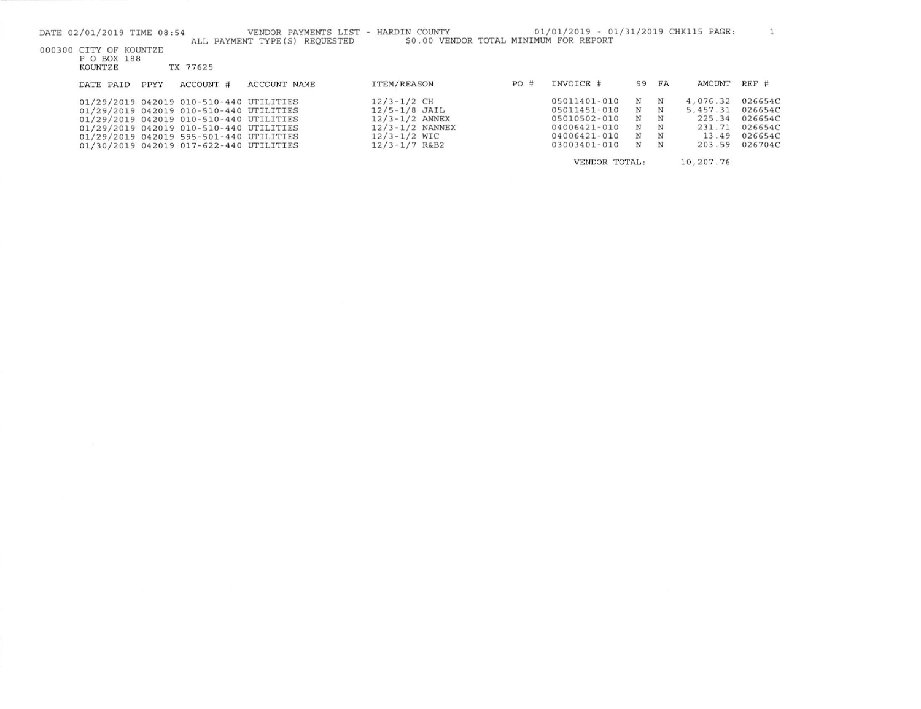DATE 02/01/2019 TIME 08:54 VENDOR PAYMENTS LIST - HARDIN COUNTY 01/01/2019 - 01/31/2019 CHK115 PAGE: 1

ALL PAYMENT TYPE(S) REQUESTED $0.00 VENDOR TOTAL MINIMUM FOR REPORT

000300 CITY OF KOUNTZE
P O BOX 188
KOUNTZE TX 77625

| DATE PAID | PPYY | ACCOUNT # | ACCOUNT NAME | ITEM/REASON | PO # | INVOICE # | 99 | FA | AMOUNT | REF # |
|---|---|---|---|---|---|---|---|---|---|---|
| 01/29/2019 | 042019 | 010-510-440 | UTILITIES | 12/3-1/2 CH | | 05011401-010 | N | N | 4,076.32 | 026654C |
| 01/29/2019 | 042019 | 010-510-440 | UTILITIES | 12/5-1/8 JAIL | | 05011451-010 | N | N | 5,457.31 | 026654C |
| 01/29/2019 | 042019 | 010-510-440 | UTILITIES | 12/3-1/2 ANNEX | | 05010502-010 | N | N | 225.34 | 026654C |
| 01/29/2019 | 042019 | 010-510-440 | UTILITIES | 12/3-1/2 NANNEX | | 04006421-010 | N | N | 231.71 | 026654C |
| 01/29/2019 | 042019 | 595-501-440 | UTILITIES | 12/3-1/2 WIC | | 04006421-010 | N | N | 13.49 | 026654C |
| 01/30/2019 | 042019 | 017-622-440 | UTILITIES | 12/3-1/7 R&B2 | | 03003401-010 | N | N | 203.59 | 026704C |
| | | | | | | VENDOR TOTAL: | | | 10,207.76 | |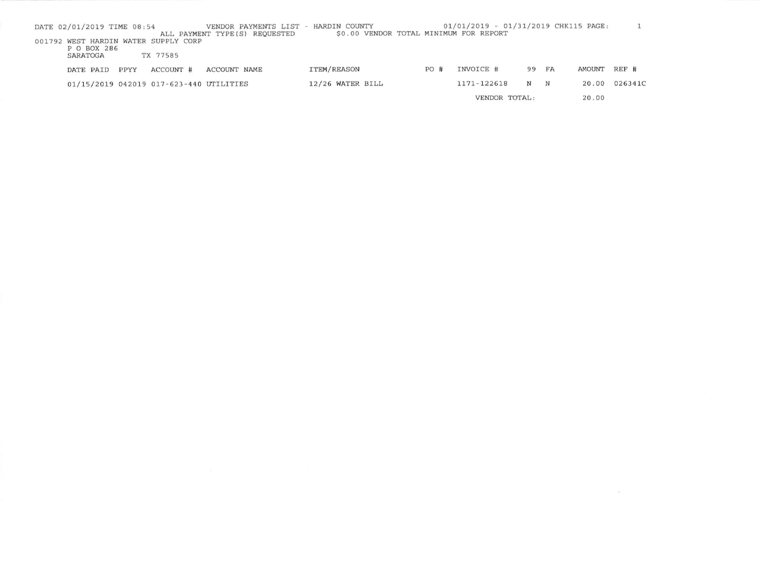DATE 02/01/2019 TIME 08:54 VENDOR PAYMENTS LIST - HARDIN COUNTY 01/01/2019 - 01/31/2019 CHK115 PAGE: 1

ALL PAYMENT TYPE(S) REQUESTED $0.00 VENDOR TOTAL MINIMUM FOR REPORT

001792 WEST HARDIN WATER SUPPLY CORP
P O BOX 286
SARATOGA TX 77585

| DATE PAID | PPYY | ACCOUNT # | ACCOUNT NAME | ITEM/REASON | PO # | INVOICE # | 99 | FA | AMOUNT | REF # |
|---|---|---|---|---|---|---|---|---|---|---|
| 01/15/2019 | 042019 | 017-623-440 | UTILITIES | 12/26 WATER BILL | | 1171-122618 | N | N | 20.00 | 026341C |
| | | | | | | VENDOR TOTAL: | | | 20.00 | |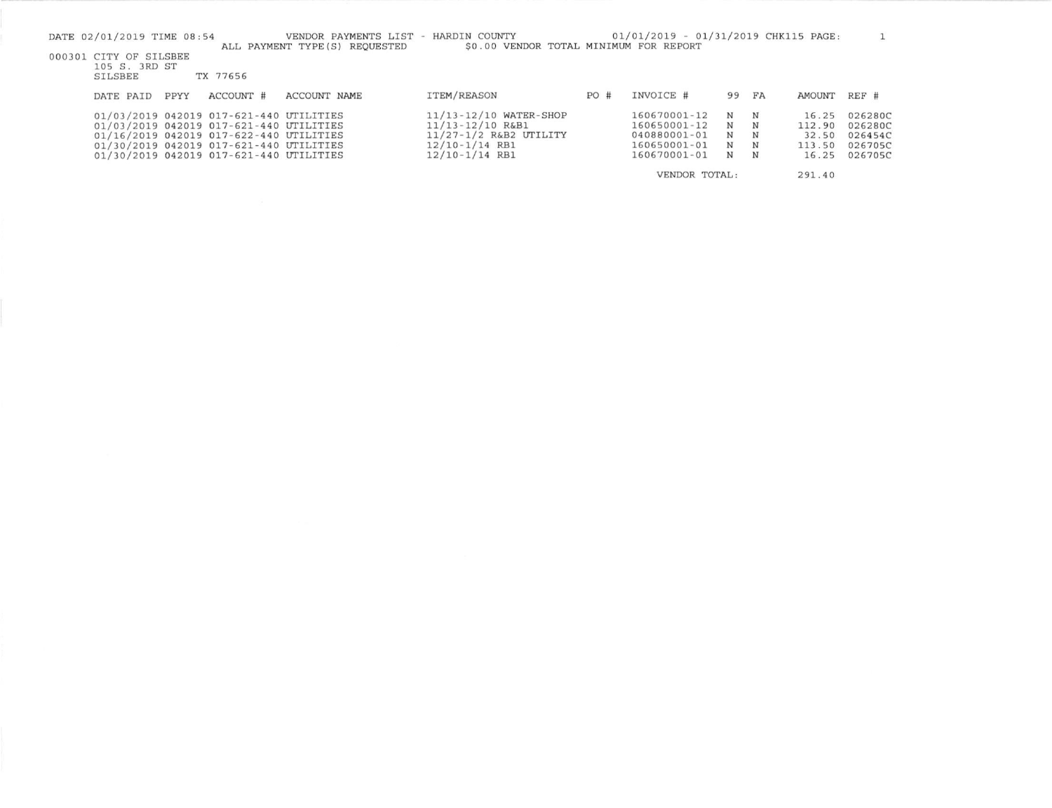DATE 02/01/2019 TIME 08:54 VENDOR PAYMENTS LIST - HARDIN COUNTY 01/01/2019 - 01/31/2019 CHK115 PAGE: 1

ALL PAYMENT TYPE(S) REQUESTED $0.00 VENDOR TOTAL MINIMUM FOR REPORT

000301 CITY OF SILSBEE
105 S. 3RD ST
SILSBEE TX 77656

| DATE PAID | PPYY | ACCOUNT # | ACCOUNT NAME | ITEM/REASON | PO # | INVOICE # | 99 | FA | AMOUNT | REF # |
|---|---|---|---|---|---|---|---|---|---|---|
| 01/03/2019 | 042019 | 017-621-440 | UTILITIES | 11/13-12/10 WATER-SHOP | | 160670001-12 | N | N | 16.25 | 026280C |
| 01/03/2019 | 042019 | 017-621-440 | UTILITIES | 11/13-12/10 R&B1 | | 160650001-12 | N | N | 112.90 | 026280C |
| 01/16/2019 | 042019 | 017-622-440 | UTILITIES | 11/27-1/2 R&B2 UTILITY | | 040880001-01 | N | N | 32.50 | 026454C |
| 01/30/2019 | 042019 | 017-621-440 | UTILITIES | 12/10-1/14 RB1 | | 160650001-01 | N | N | 113.50 | 026705C |
| 01/30/2019 | 042019 | 017-621-440 | UTILITIES | 12/10-1/14 RB1 | | 160670001-01 | N | N | 16.25 | 026705C |
| | | | | | | VENDOR TOTAL: | | | 291.40 | |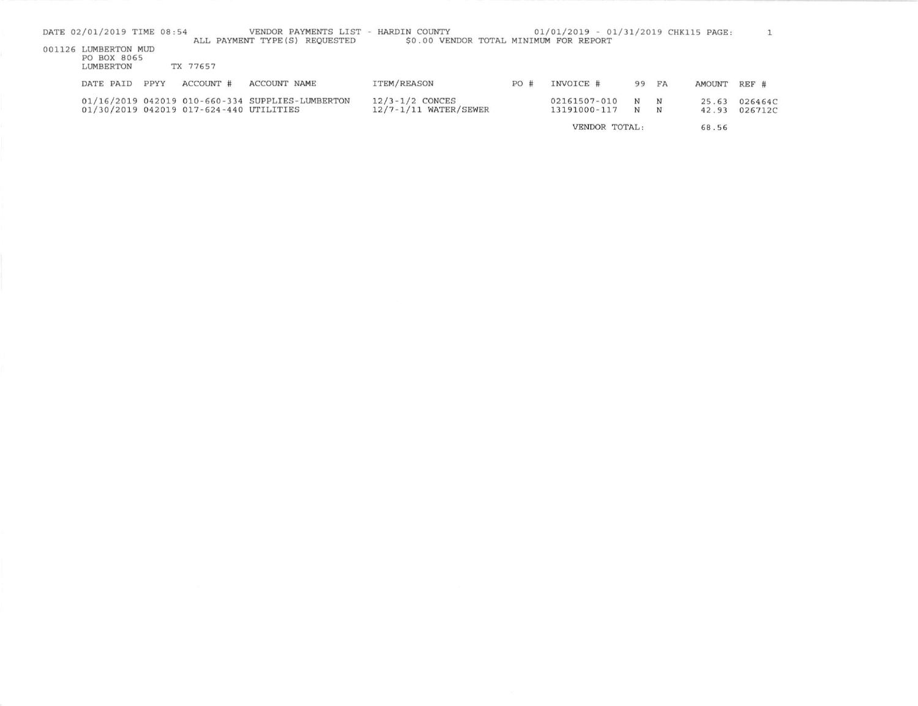DATE 02/01/2019 TIME 08:54 VENDOR PAYMENTS LIST - HARDIN COUNTY 01/01/2019 - 01/31/2019 CHK115

ALL PAYMENT TYPE(S) REQUESTED $0.00 VENDOR TOTAL MINIMUM FOR REPORT

001126 LUMBERTON MUD
PO BOX 8065
LUMBERTON TX 77657

| DATE PAID | PPYY | ACCOUNT # | ACCOUNT NAME | ITEM/REASON | PO # | INVOICE # | 99 | FA | AMOUNT | REF # |
|---|---|---|---|---|---|---|---|---|---|---|
| 01/16/2019 | 042019 | 010-660-334 | SUPPLIES-LUMBERTON | 12/3-1/2 CONCES | | 02161507-010 | N | N | 25.63 | 026464C |
| 01/30/2019 | 042019 | 017-624-440 | UTILITIES | 12/7-1/11 WATER/SEWER | | 13191000-117 | N | N | 42.93 | 026712C |
| | | | | | | VENDOR TOTAL: | | | 68.56 | |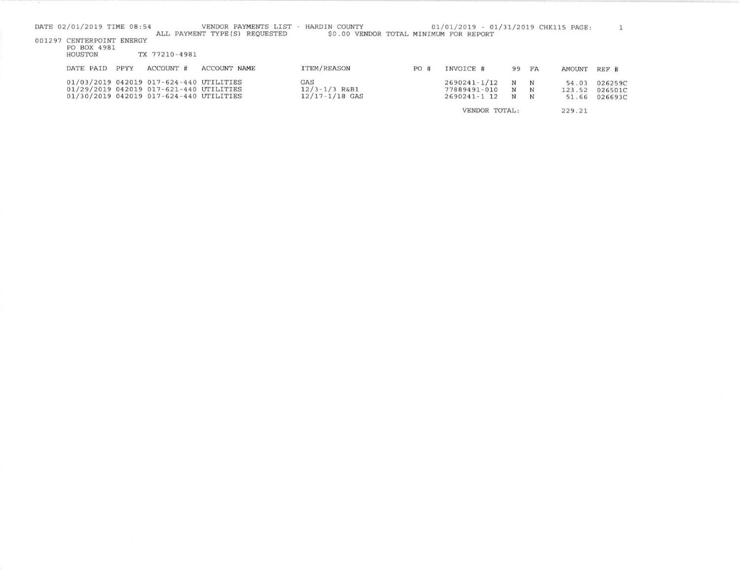DATE 02/01/2019 TIME 08:54 VENDOR PAYMENTS LIST - HARDIN COUNTY 01/01/2019 - 01/31/2019 CHK115 PAGE: 1

ALL PAYMENT TYPE(S) REQUESTED $0.00 VENDOR TOTAL MINIMUM FOR REPORT

001297 CENTERPOINT ENERGY
PO BOX 4981
HOUSTON TX 77210-4981

| DATE PAID | PPYY | ACCOUNT # | ACCOUNT NAME | ITEM/REASON | PO # | INVOICE # | 99 | FA | AMOUNT | REF # |
|---|---|---|---|---|---|---|---|---|---|---|
| 01/03/2019 | 042019 | 017-624-440 | UTILITIES | GAS | | 2690241-1/12 | N | N | 54.03 | 026259C |
| 01/29/2019 | 042019 | 017-621-440 | UTILITIES | 12/3-1/3 R&B1 | | 77889491-010 | N | N | 123.52 | 026501C |
| 01/30/2019 | 042019 | 017-624-440 | UTILITIES | 12/17-1/18 GAS | | 2690241-1 12 | N | N | 51.66 | 026693C |
| | | | | | | VENDOR TOTAL: | | | 229.21 | |